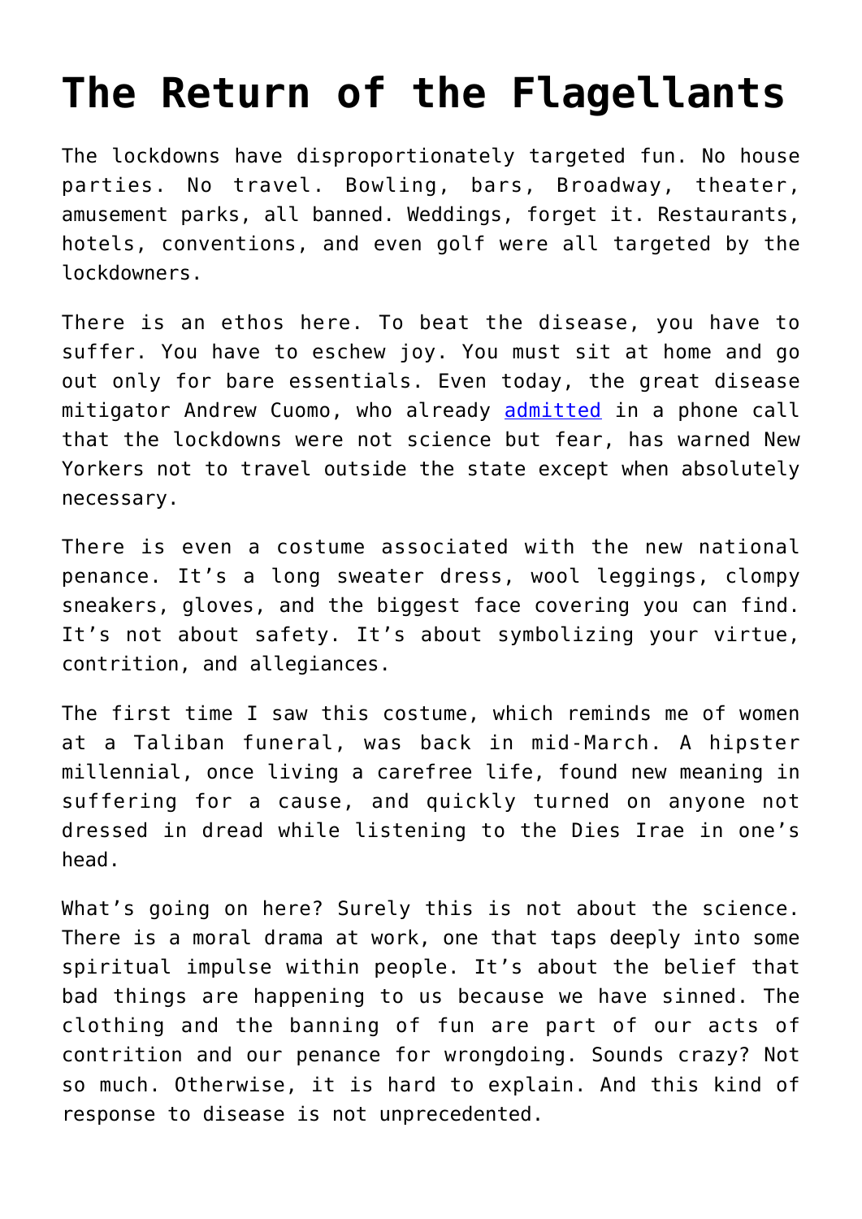# The Return of the Flagellants

The lockdowns have disproportionately targeted fun. No house parties. No travel. Bowling, bars, Broadway, theater, amusement parks, all banned. Weddings, forget it. Restaurants, hotels, conventions, and even golf were all targeted by the lockdowners.

There is an ethos here. To beat the disease, you have to suffer. You have to eschew joy. You must sit at home and go out only for bare essentials. Even today, the great disease mitigator Andrew Cuomo, who already admitted in a phone call that the lockdowns were not science but fear, has warned New Yorkers not to travel outside the state except when absolutely necessary.

There is even a costume associated with the new national penance. It's a long sweater dress, wool leggings, clompy sneakers, gloves, and the biggest face covering you can find. It's not about safety. It's about symbolizing your virtue, contrition, and allegiances.

The first time I saw this costume, which reminds me of women at a Taliban funeral, was back in mid-March. A hipster millennial, once living a carefree life, found new meaning in suffering for a cause, and quickly turned on anyone not dressed in dread while listening to the Dies Irae in one's head.

What's going on here? Surely this is not about the science. There is a moral drama at work, one that taps deeply into some spiritual impulse within people. It's about the belief that bad things are happening to us because we have sinned. The clothing and the banning of fun are part of our acts of contrition and our penance for wrongdoing. Sounds crazy? Not so much. Otherwise, it is hard to explain. And this kind of response to disease is not unprecedented.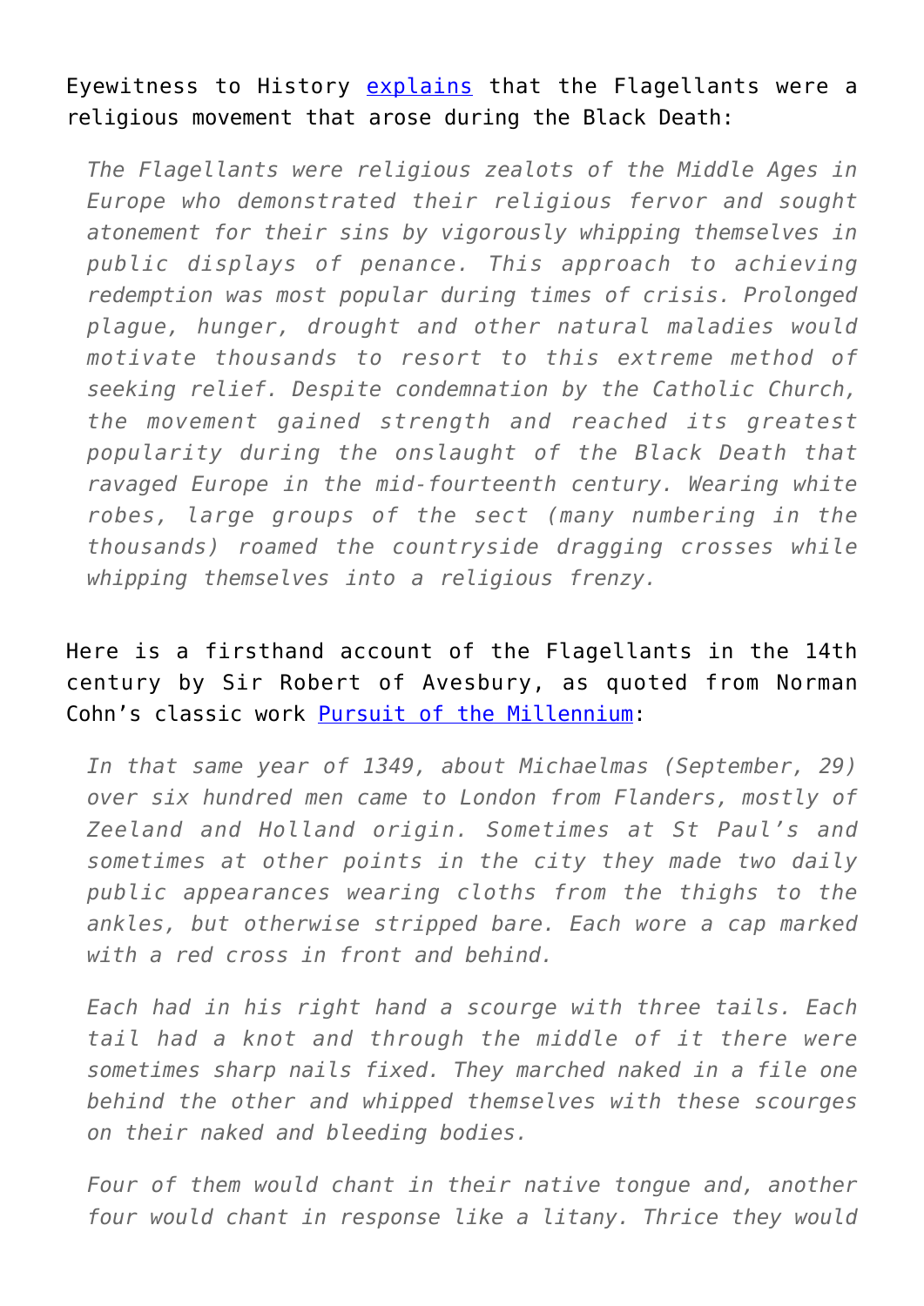Eyewitness to History [explains](#) that the Flagellants were a religious movement that arose during the Black Death:

> *The Flagellants were religious zealots of the Middle Ages in Europe who demonstrated their religious fervor and sought atonement for their sins by vigorously whipping themselves in public displays of penance. This approach to achieving redemption was most popular during times of crisis. Prolonged plague, hunger, drought and other natural maladies would motivate thousands to resort to this extreme method of seeking relief. Despite condemnation by the Catholic Church, the movement gained strength and reached its greatest popularity during the onslaught of the Black Death that ravaged Europe in the mid-fourteenth century. Wearing white robes, large groups of the sect (many numbering in the thousands) roamed the countryside dragging crosses while whipping themselves into a religious frenzy.*

Here is a firsthand account of the Flagellants in the 14th century by Sir Robert of Avesbury, as quoted from Norman Cohn's classic work [Pursuit of the Millennium](#):

> *In that same year of 1349, about Michaelmas (September, 29) over six hundred men came to London from Flanders, mostly of Zeeland and Holland origin. Sometimes at St Paul's and sometimes at other points in the city they made two daily public appearances wearing cloths from the thighs to the ankles, but otherwise stripped bare. Each wore a cap marked with a red cross in front and behind.*
>
> *Each had in his right hand a scourge with three tails. Each tail had a knot and through the middle of it there were sometimes sharp nails fixed. They marched naked in a file one behind the other and whipped themselves with these scourges on their naked and bleeding bodies.*
>
> *Four of them would chant in their native tongue and, another four would chant in response like a litany. Thrice they would*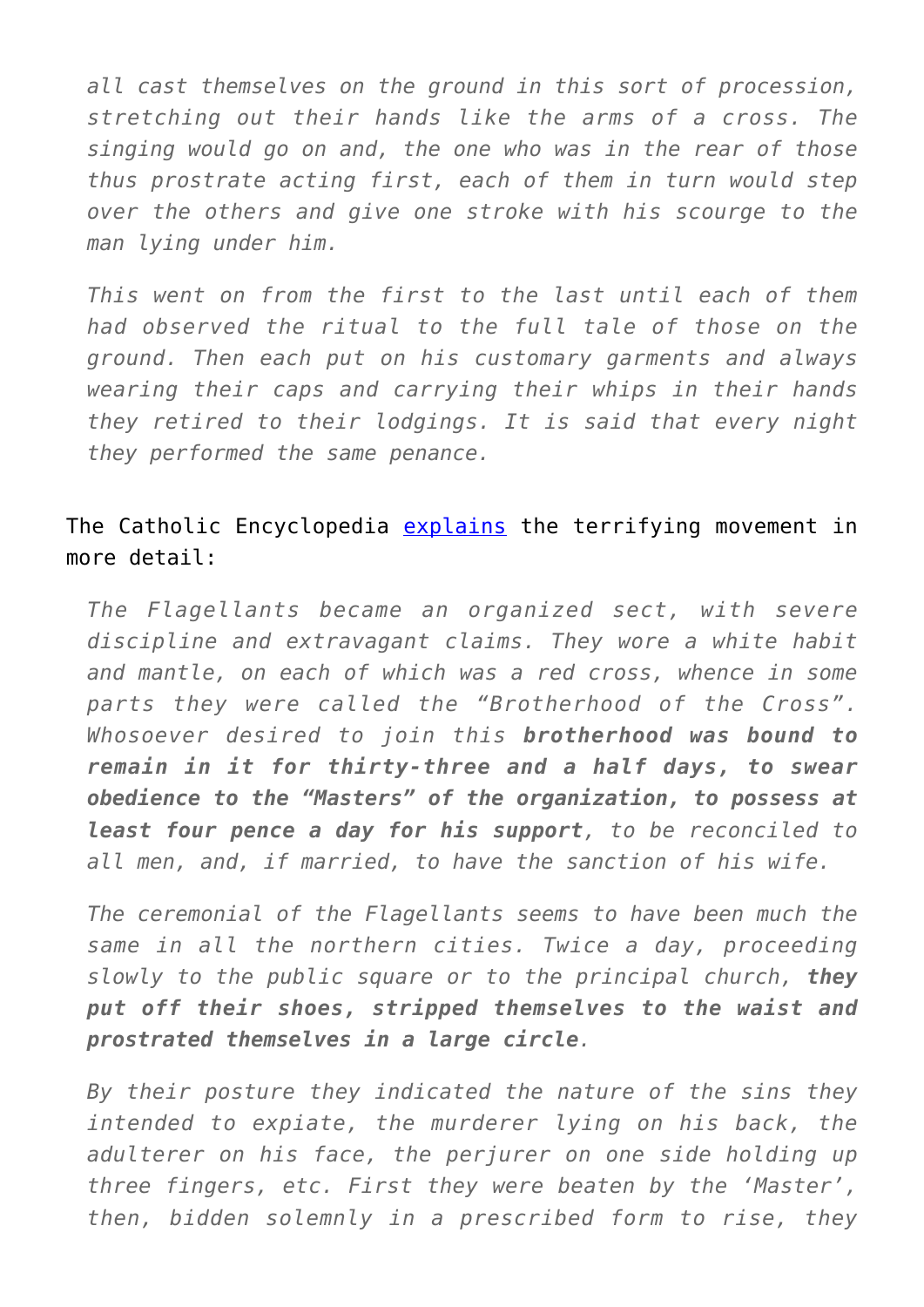> *all cast themselves on the ground in this sort of procession, stretching out their hands like the arms of a cross. The singing would go on and, the one who was in the rear of those thus prostrate acting first, each of them in turn would step over the others and give one stroke with his scourge to the man lying under him.*
>
> *This went on from the first to the last until each of them had observed the ritual to the full tale of those on the ground. Then each put on his customary garments and always wearing their caps and carrying their whips in their hands they retired to their lodgings. It is said that every night they performed the same penance.*

The Catholic Encyclopedia [explains] the terrifying movement in more detail:

> *The Flagellants became an organized sect, with severe discipline and extravagant claims. They wore a white habit and mantle, on each of which was a red cross, whence in some parts they were called the "Brotherhood of the Cross". Whosoever desired to join this* ***brotherhood was bound to remain in it for thirty-three and a half days, to swear obedience to the "Masters" of the organization, to possess at least four pence a day for his support****, to be reconciled to all men, and, if married, to have the sanction of his wife.*
>
> *The ceremonial of the Flagellants seems to have been much the same in all the northern cities. Twice a day, proceeding slowly to the public square or to the principal church,* ***they put off their shoes, stripped themselves to the waist and prostrated themselves in a large circle****.*
>
> *By their posture they indicated the nature of the sins they intended to expiate, the murderer lying on his back, the adulterer on his face, the perjurer on one side holding up three fingers, etc. First they were beaten by the 'Master', then, bidden solemnly in a prescribed form to rise, they*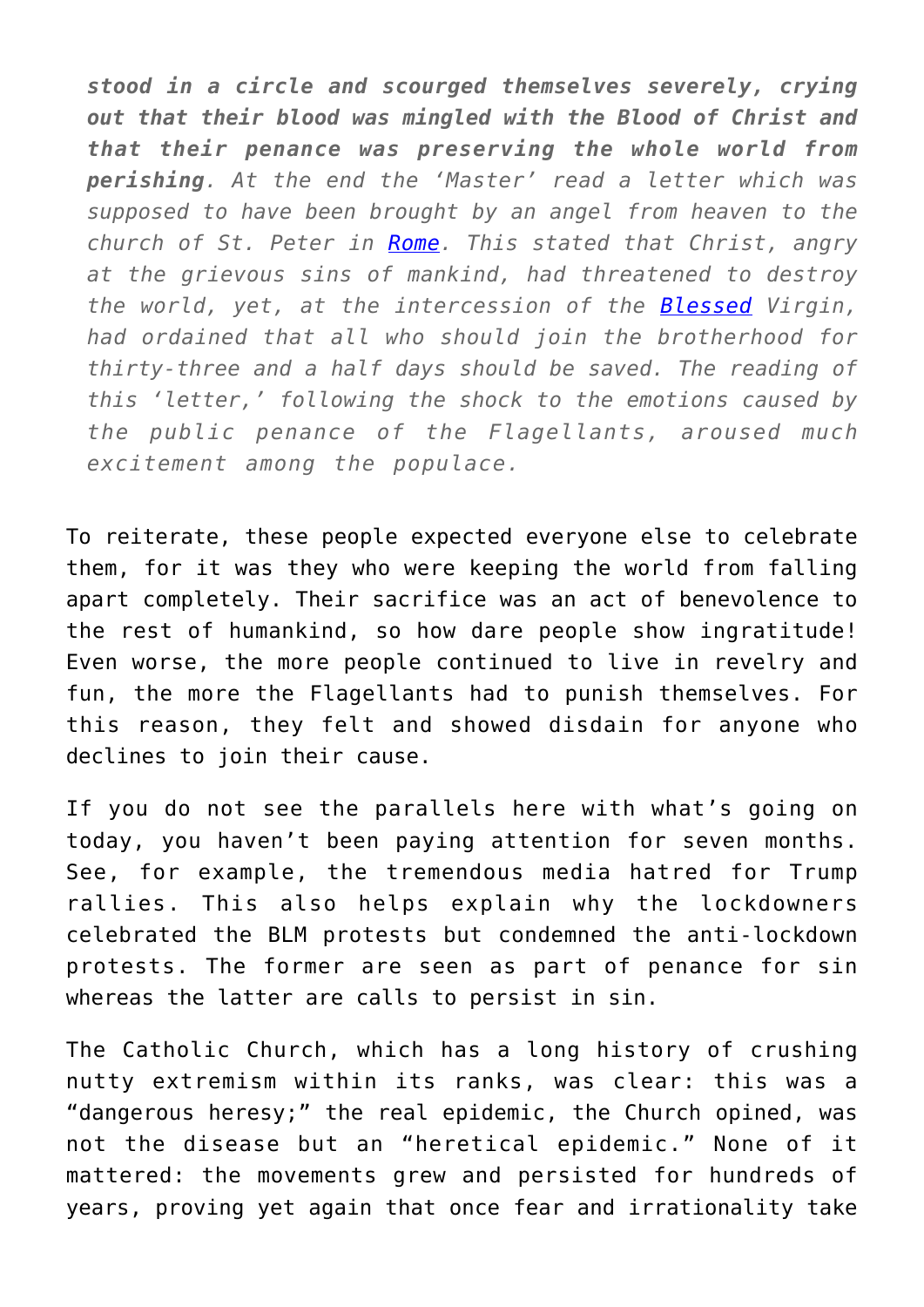> *stood in a circle and scourged themselves severely, crying out that their blood was mingled with the Blood of Christ and that their penance was preserving the whole world from perishing*. At the end the 'Master' read a letter which was supposed to have been brought by an angel from heaven to the church of St. Peter in Rome. This stated that Christ, angry at the grievous sins of mankind, had threatened to destroy the world, yet, at the intercession of the Blessed Virgin, had ordained that all who should join the brotherhood for thirty-three and a half days should be saved. The reading of this 'letter,' following the shock to the emotions caused by the public penance of the Flagellants, aroused much excitement among the populace.

To reiterate, these people expected everyone else to celebrate them, for it was they who were keeping the world from falling apart completely. Their sacrifice was an act of benevolence to the rest of humankind, so how dare people show ingratitude! Even worse, the more people continued to live in revelry and fun, the more the Flagellants had to punish themselves. For this reason, they felt and showed disdain for anyone who declines to join their cause.

If you do not see the parallels here with what's going on today, you haven't been paying attention for seven months. See, for example, the tremendous media hatred for Trump rallies. This also helps explain why the lockdowners celebrated the BLM protests but condemned the anti-lockdown protests. The former are seen as part of penance for sin whereas the latter are calls to persist in sin.

The Catholic Church, which has a long history of crushing nutty extremism within its ranks, was clear: this was a "dangerous heresy;" the real epidemic, the Church opined, was not the disease but an "heretical epidemic." None of it mattered: the movements grew and persisted for hundreds of years, proving yet again that once fear and irrationality take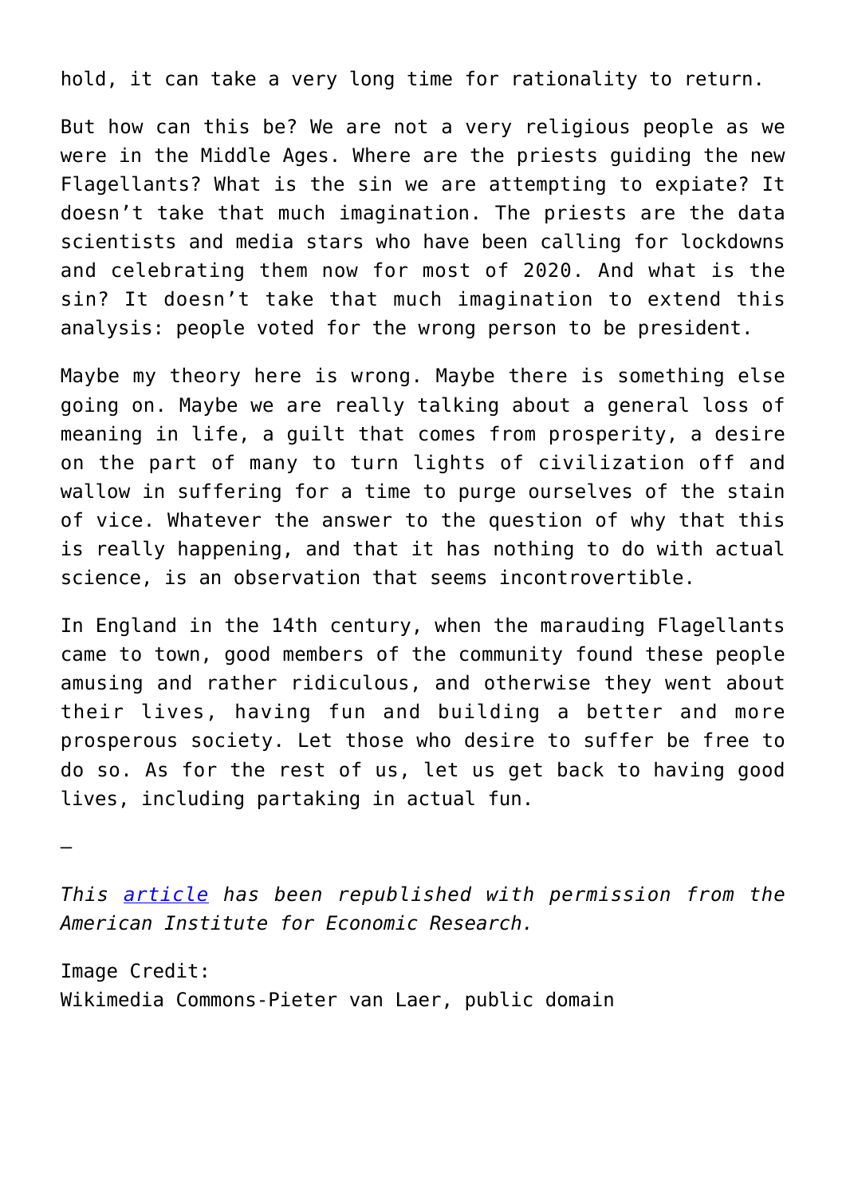hold, it can take a very long time for rationality to return.

But how can this be? We are not a very religious people as we were in the Middle Ages. Where are the priests guiding the new Flagellants? What is the sin we are attempting to expiate? It doesn't take that much imagination. The priests are the data scientists and media stars who have been calling for lockdowns and celebrating them now for most of 2020. And what is the sin? It doesn't take that much imagination to extend this analysis: people voted for the wrong person to be president.

Maybe my theory here is wrong. Maybe there is something else going on. Maybe we are really talking about a general loss of meaning in life, a guilt that comes from prosperity, a desire on the part of many to turn lights of civilization off and wallow in suffering for a time to purge ourselves of the stain of vice. Whatever the answer to the question of why that this is really happening, and that it has nothing to do with actual science, is an observation that seems incontrovertible.

In England in the 14th century, when the marauding Flagellants came to town, good members of the community found these people amusing and rather ridiculous, and otherwise they went about their lives, having fun and building a better and more prosperous society. Let those who desire to suffer be free to do so. As for the rest of us, let us get back to having good lives, including partaking in actual fun.

—

*This article has been republished with permission from the American Institute for Economic Research.*

Image Credit:
Wikimedia Commons-Pieter van Laer, public domain